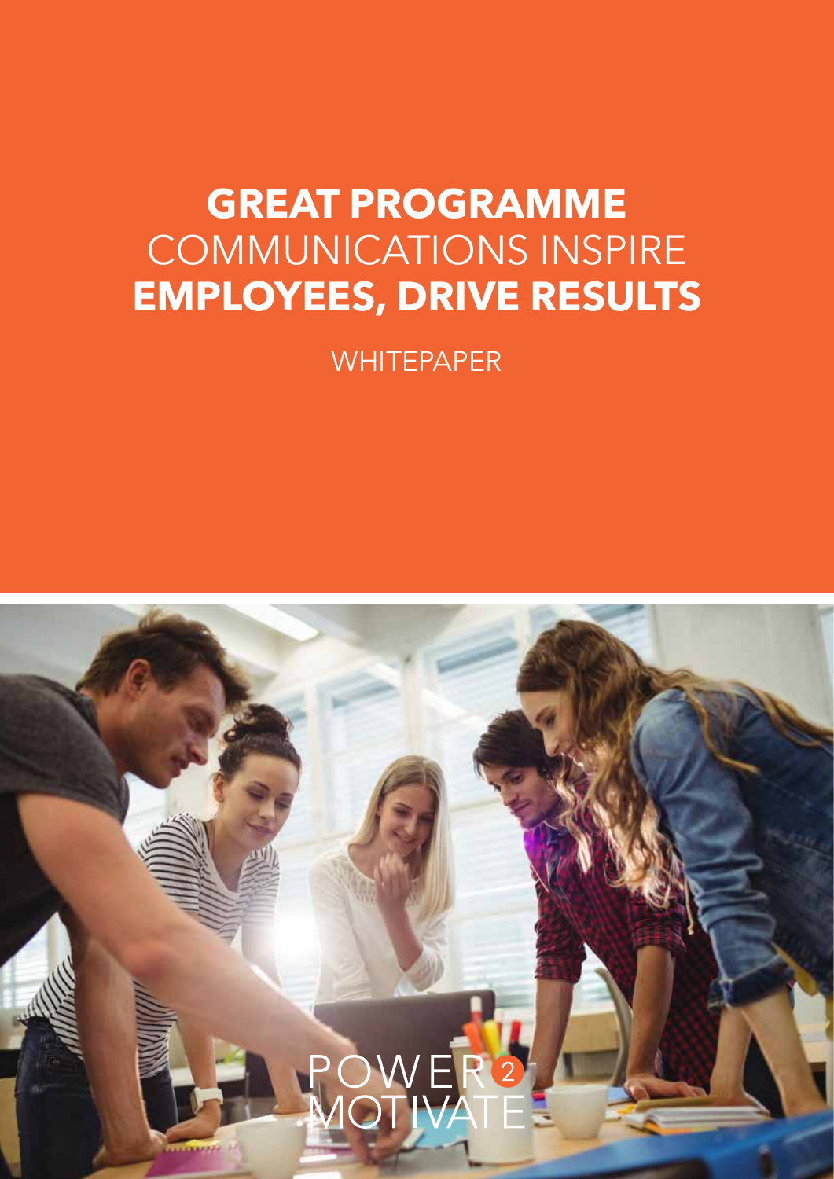# **GREAT PROGRAMME** COMMUNICATIONS INSPIRE **EMPLOYEES, DRIVE RESULTS**

WHITEPAPER

POWER 2 MOTIVATE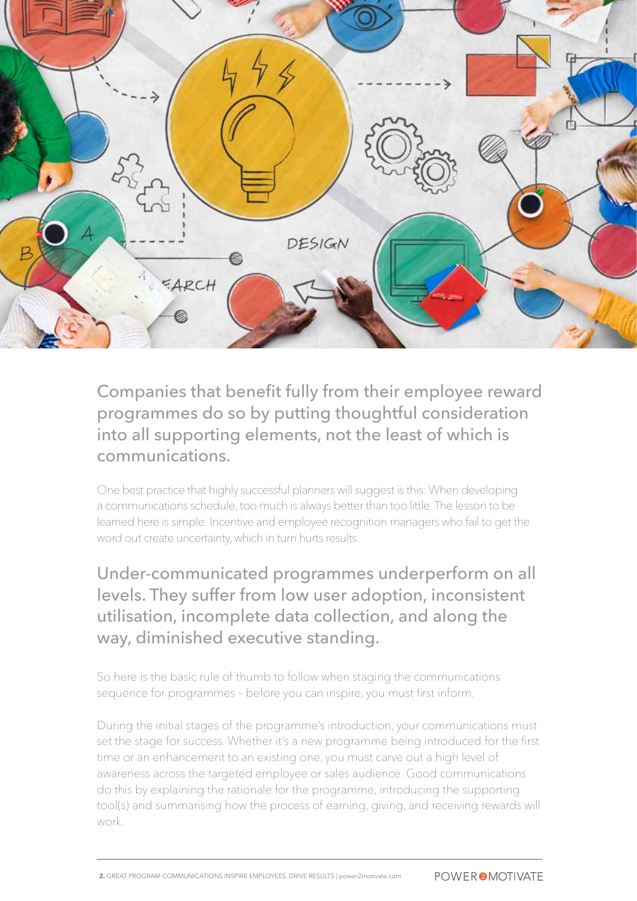Companies that benefit fully from their employee reward programmes do so by putting thoughtful consideration into all supporting elements, not the least of which is communications.

One best practice that highly successful planners will suggest is this: When developing a communications schedule, too much is always better than too little. The lesson to be learned here is simple: Incentive and employee recognition managers who fail to get the word out create uncertainty, which in turn hurts results.

Under-communicated programmes underperform on all levels. They suffer from low user adoption, inconsistent utilisation, incomplete data collection, and along the way, diminished executive standing.

So here is the basic rule of thumb to follow when staging the communications sequence for programmes – before you can inspire, you must first inform.

During the initial stages of the programme's introduction, your communications must set the stage for success. Whether it's a new programme being introduced for the first time or an enhancement to an existing one, you must carve out a high level of awareness across the targeted employee or sales audience. Good communications do this by explaining the rationale for the programme, introducing the supporting tool(s) and summarising how the process of earning, giving, and receiving rewards will work.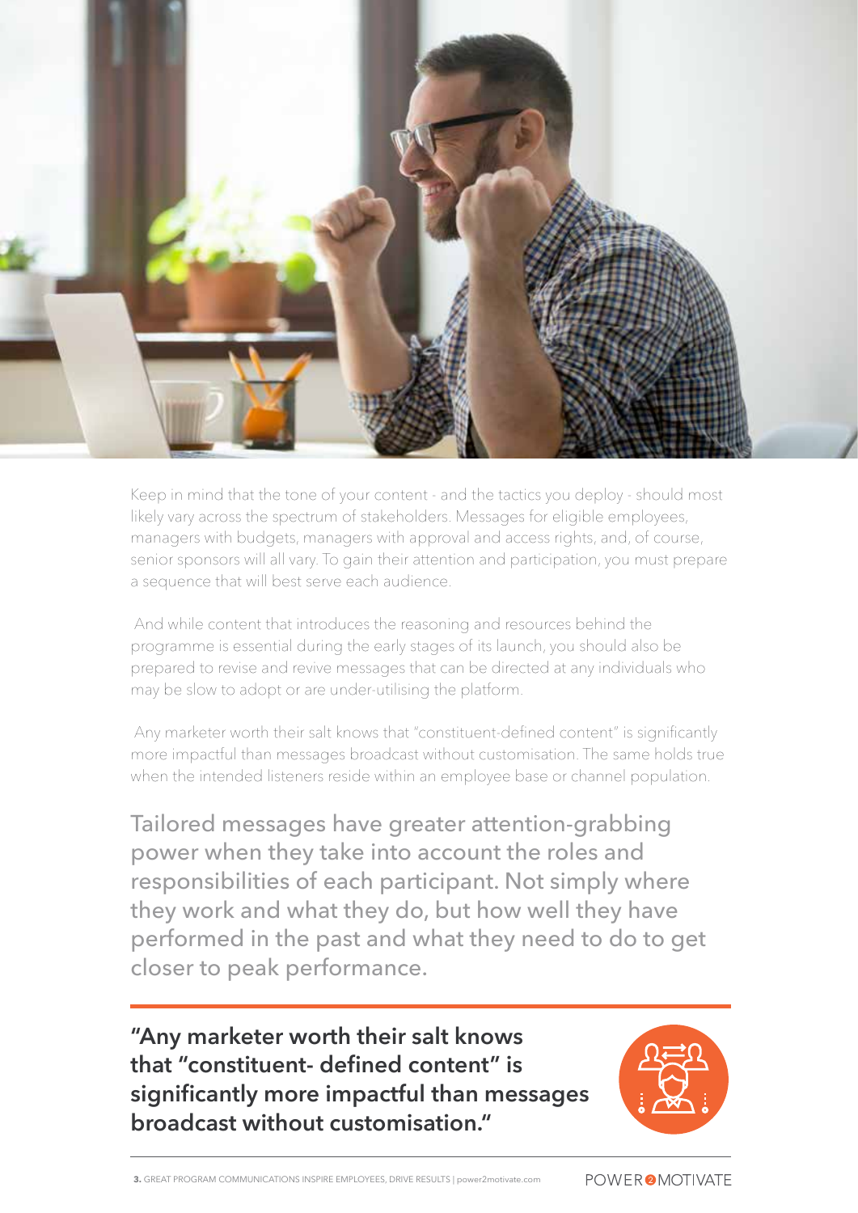Keep in mind that the tone of your content - and the tactics you deploy - should most likely vary across the spectrum of stakeholders. Messages for eligible employees, managers with budgets, managers with approval and access rights, and, of course, senior sponsors will all vary. To gain their attention and participation, you must prepare a sequence that will best serve each audience.

And while content that introduces the reasoning and resources behind the programme is essential during the early stages of its launch, you should also be prepared to revise and revive messages that can be directed at any individuals who may be slow to adopt or are under-utilising the platform.

Any marketer worth their salt knows that "constituent-defined content" is significantly more impactful than messages broadcast without customisation. The same holds true when the intended listeners reside within an employee base or channel population.

Tailored messages have greater attention-grabbing power when they take into account the roles and responsibilities of each participant. Not simply where they work and what they do, but how well they have performed in the past and what they need to do to get closer to peak performance.

**"Any marketer worth their salt knows that "constituent- defined content" is significantly more impactful than messages broadcast without customisation."**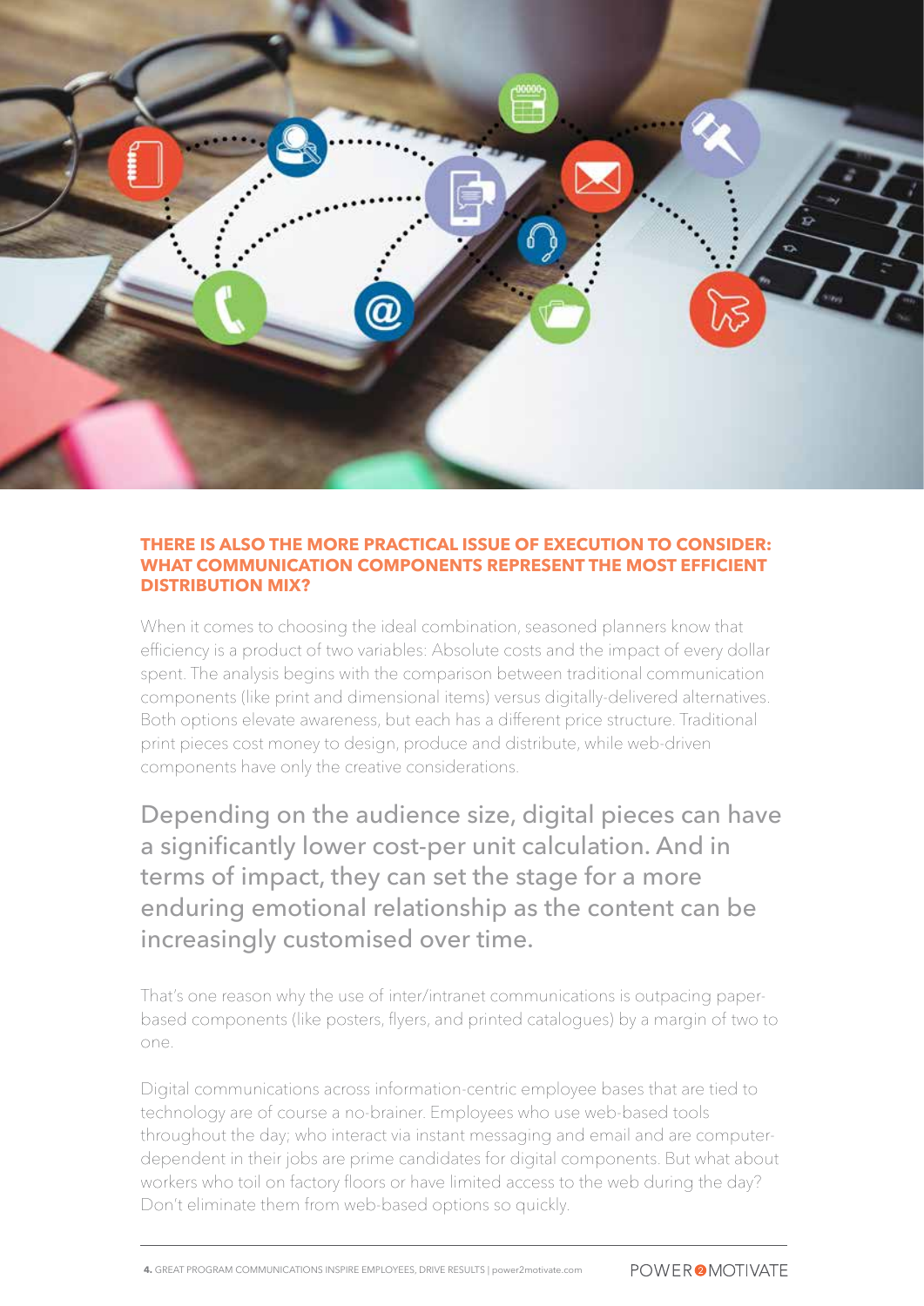**THERE IS ALSO THE MORE PRACTICAL ISSUE OF EXECUTION TO CONSIDER: WHAT COMMUNICATION COMPONENTS REPRESENT THE MOST EFFICIENT DISTRIBUTION MIX?**

When it comes to choosing the ideal combination, seasoned planners know that efficiency is a product of two variables: Absolute costs and the impact of every dollar spent. The analysis begins with the comparison between traditional communication components (like print and dimensional items) versus digitally-delivered alternatives. Both options elevate awareness, but each has a different price structure. Traditional print pieces cost money to design, produce and distribute, while web-driven components have only the creative considerations.

Depending on the audience size, digital pieces can have a significantly lower cost-per unit calculation. And in terms of impact, they can set the stage for a more enduring emotional relationship as the content can be increasingly customised over time.

That's one reason why the use of inter/intranet communications is outpacing paper-based components (like posters, flyers, and printed catalogues) by a margin of two to one.

Digital communications across information-centric employee bases that are tied to technology are of course a no-brainer. Employees who use web-based tools throughout the day; who interact via instant messaging and email and are computer-dependent in their jobs are prime candidates for digital components. But what about workers who toil on factory floors or have limited access to the web during the day? Don't eliminate them from web-based options so quickly.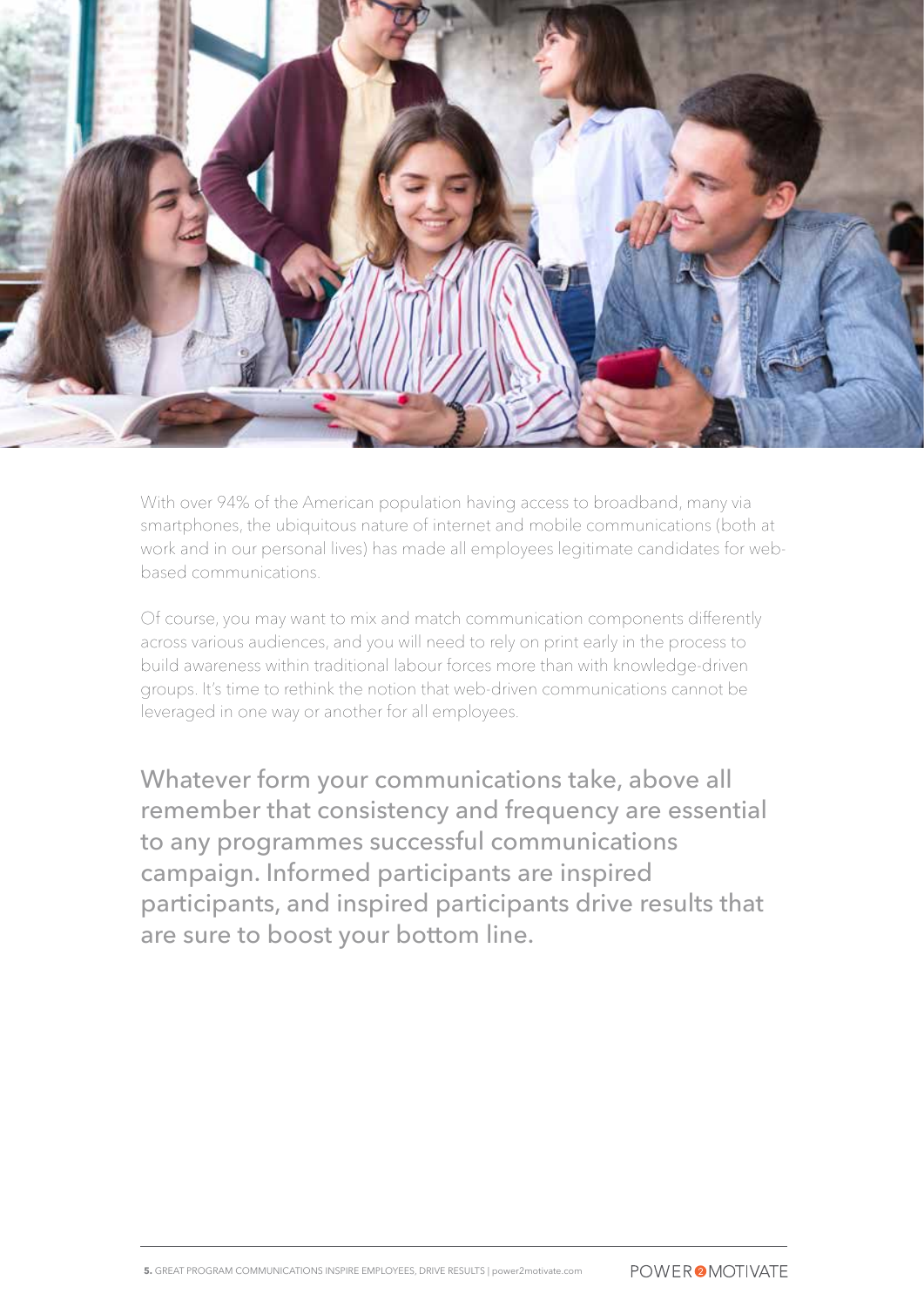With over 94% of the American population having access to broadband, many via smartphones, the ubiquitous nature of internet and mobile communications (both at work and in our personal lives) has made all employees legitimate candidates for web-based communications.

Of course, you may want to mix and match communication components differently across various audiences, and you will need to rely on print early in the process to build awareness within traditional labour forces more than with knowledge-driven groups. It's time to rethink the notion that web-driven communications cannot be leveraged in one way or another for all employees.

Whatever form your communications take, above all remember that consistency and frequency are essential to any programmes successful communications campaign. Informed participants are inspired participants, and inspired participants drive results that are sure to boost your bottom line.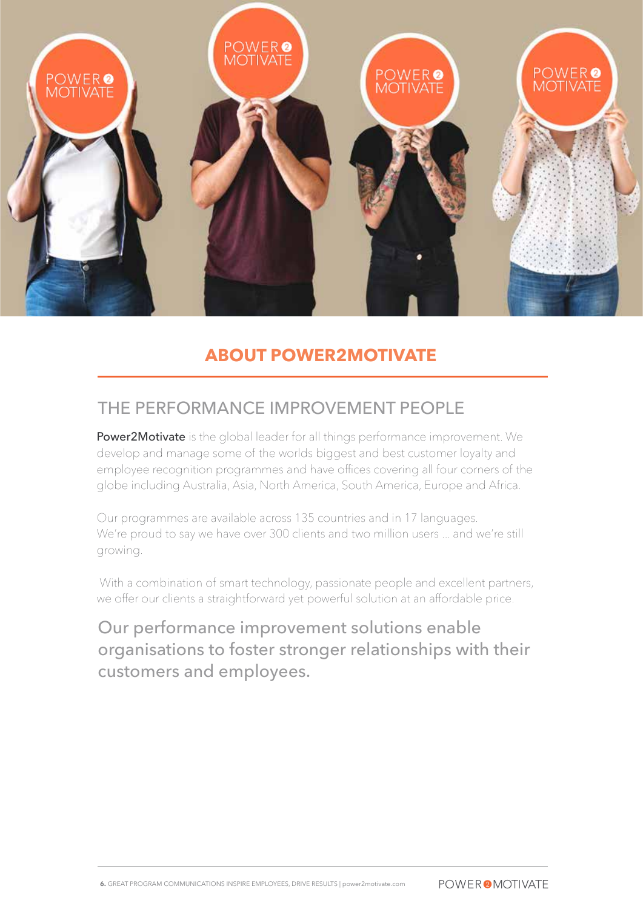## ABOUT POWER2MOTIVATE

### THE PERFORMANCE IMPROVEMENT PEOPLE

Power2Motivate is the global leader for all things performance improvement. We develop and manage some of the worlds biggest and best customer loyalty and employee recognition programmes and have offices covering all four corners of the globe including Australia, Asia, North America, South America, Europe and Africa.

Our programmes are available across 135 countries and in 17 languages. We're proud to say we have over 300 clients and two million users ... and we're still growing.

With a combination of smart technology, passionate people and excellent partners, we offer our clients a straightforward yet powerful solution at an affordable price.

Our performance improvement solutions enable organisations to foster stronger relationships with their customers and employees.